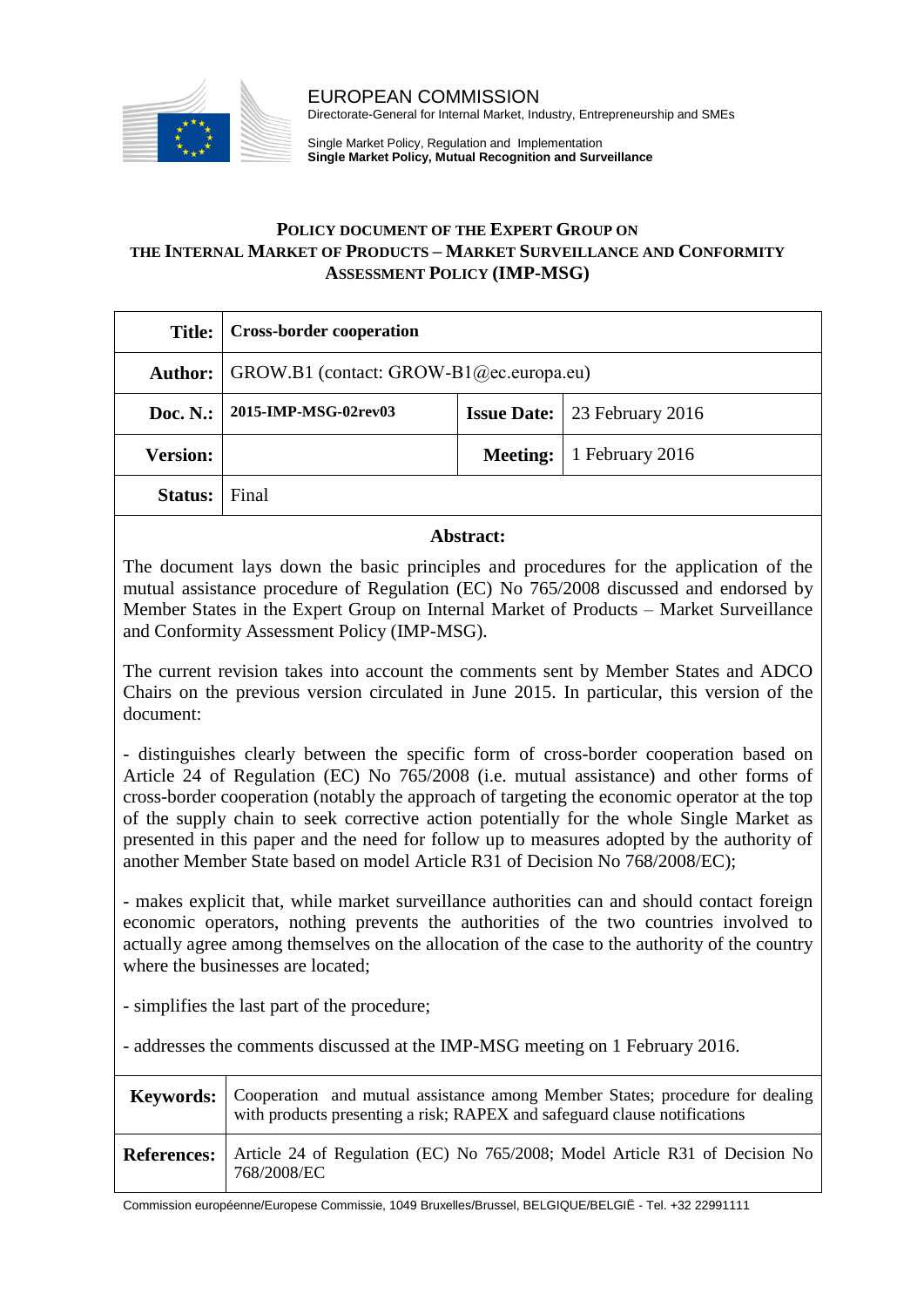EUROPEAN COMMISSION
Directorate-General for Internal Market, Industry, Entrepreneurship and SMEs

Single Market Policy, Regulation and Implementation
**Single Market Policy, Mutual Recognition and Surveillance**

# POLICY DOCUMENT OF THE EXPERT GROUP ON THE INTERNAL MARKET OF PRODUCTS – MARKET SURVEILLANCE AND CONFORMITY ASSESSMENT POLICY (IMP-MSG)

| | | | |
|---|---|---|---|
| **Title:** | **Cross-border cooperation** | | |
| **Author:** | GROW.B1 (contact: GROW-B1@ec.europa.eu) | | |
| **Doc. N.:** | **2015-IMP-MSG-02rev03** | **Issue Date:** | 23 February 2016 |
| **Version:** | | **Meeting:** | 1 February 2016 |
| **Status:** | Final | | |

**Abstract:**

The document lays down the basic principles and procedures for the application of the mutual assistance procedure of Regulation (EC) No 765/2008 discussed and endorsed by Member States in the Expert Group on Internal Market of Products – Market Surveillance and Conformity Assessment Policy (IMP-MSG).

The current revision takes into account the comments sent by Member States and ADCO Chairs on the previous version circulated in June 2015. In particular, this version of the document:

- distinguishes clearly between the specific form of cross-border cooperation based on Article 24 of Regulation (EC) No 765/2008 (i.e. mutual assistance) and other forms of cross-border cooperation (notably the approach of targeting the economic operator at the top of the supply chain to seek corrective action potentially for the whole Single Market as presented in this paper and the need for follow up to measures adopted by the authority of another Member State based on model Article R31 of Decision No 768/2008/EC);

- makes explicit that, while market surveillance authorities can and should contact foreign economic operators, nothing prevents the authorities of the two countries involved to actually agree among themselves on the allocation of the case to the authority of the country where the businesses are located;

- simplifies the last part of the procedure;

- addresses the comments discussed at the IMP-MSG meeting on 1 February 2016.

| | |
|---|---|
| **Keywords:** | Cooperation and mutual assistance among Member States; procedure for dealing with products presenting a risk; RAPEX and safeguard clause notifications |
| **References:** | Article 24 of Regulation (EC) No 765/2008; Model Article R31 of Decision No 768/2008/EC |

Commission européenne/Europese Commissie, 1049 Bruxelles/Brussel, BELGIQUE/BELGIË - Tel. +32 22991111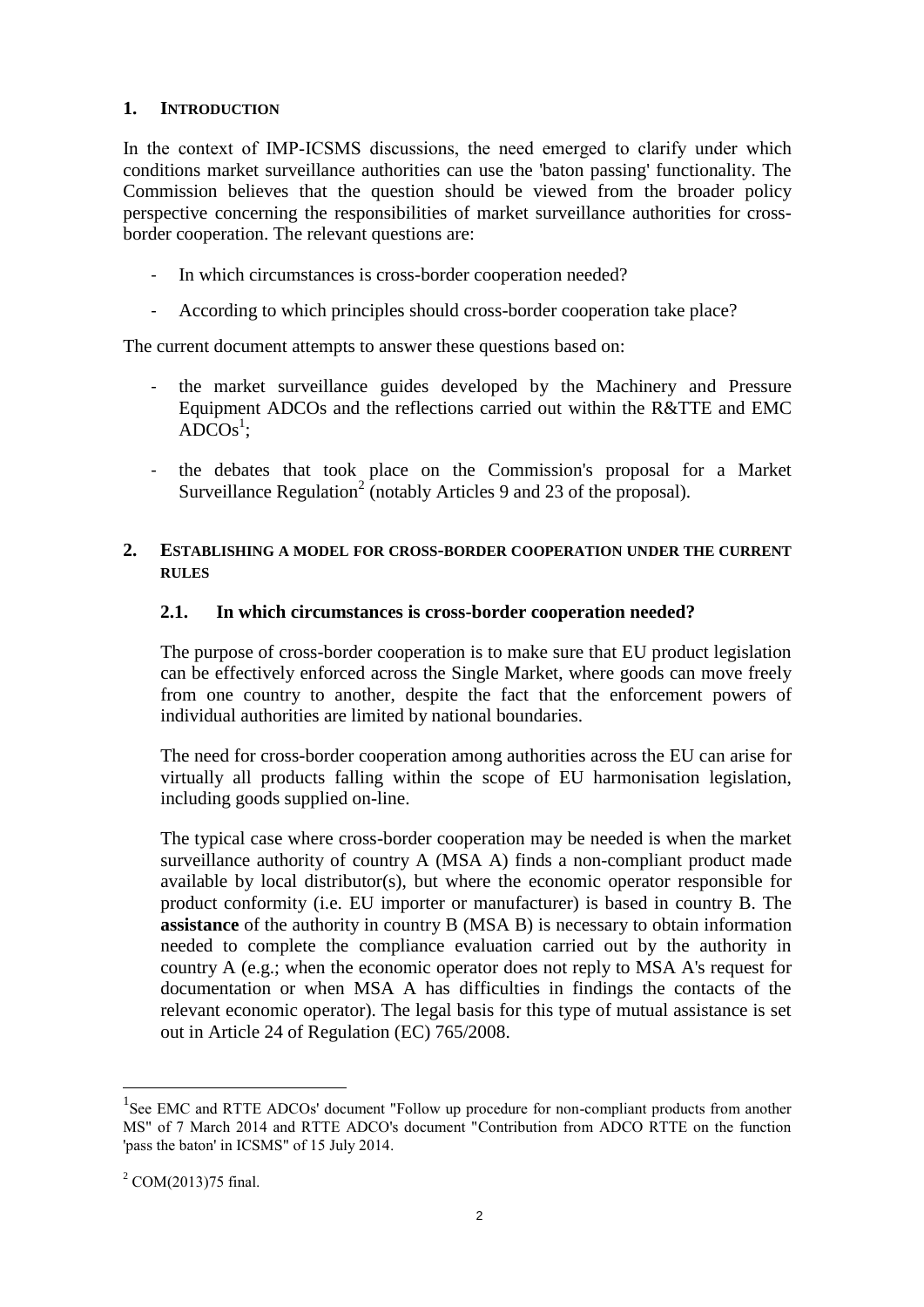## 1. INTRODUCTION

In the context of IMP-ICSMS discussions, the need emerged to clarify under which conditions market surveillance authorities can use the 'baton passing' functionality. The Commission believes that the question should be viewed from the broader policy perspective concerning the responsibilities of market surveillance authorities for cross-border cooperation. The relevant questions are:

- In which circumstances is cross-border cooperation needed?
- According to which principles should cross-border cooperation take place?

The current document attempts to answer these questions based on:

- the market surveillance guides developed by the Machinery and Pressure Equipment ADCOs and the reflections carried out within the R&TTE and EMC ADCOs[1];
- the debates that took place on the Commission's proposal for a Market Surveillance Regulation[2] (notably Articles 9 and 23 of the proposal).

## 2. ESTABLISHING A MODEL FOR CROSS-BORDER COOPERATION UNDER THE CURRENT RULES

### 2.1. In which circumstances is cross-border cooperation needed?

The purpose of cross-border cooperation is to make sure that EU product legislation can be effectively enforced across the Single Market, where goods can move freely from one country to another, despite the fact that the enforcement powers of individual authorities are limited by national boundaries.

The need for cross-border cooperation among authorities across the EU can arise for virtually all products falling within the scope of EU harmonisation legislation, including goods supplied on-line.

The typical case where cross-border cooperation may be needed is when the market surveillance authority of country A (MSA A) finds a non-compliant product made available by local distributor(s), but where the economic operator responsible for product conformity (i.e. EU importer or manufacturer) is based in country B. The **assistance** of the authority in country B (MSA B) is necessary to obtain information needed to complete the compliance evaluation carried out by the authority in country A (e.g.; when the economic operator does not reply to MSA A's request for documentation or when MSA A has difficulties in findings the contacts of the relevant economic operator). The legal basis for this type of mutual assistance is set out in Article 24 of Regulation (EC) 765/2008.

---

[1] See EMC and RTTE ADCOs' document "Follow up procedure for non-compliant products from another MS" of 7 March 2014 and RTTE ADCO's document "Contribution from ADCO RTTE on the function 'pass the baton' in ICSMS" of 15 July 2014.

[2] COM(2013)75 final.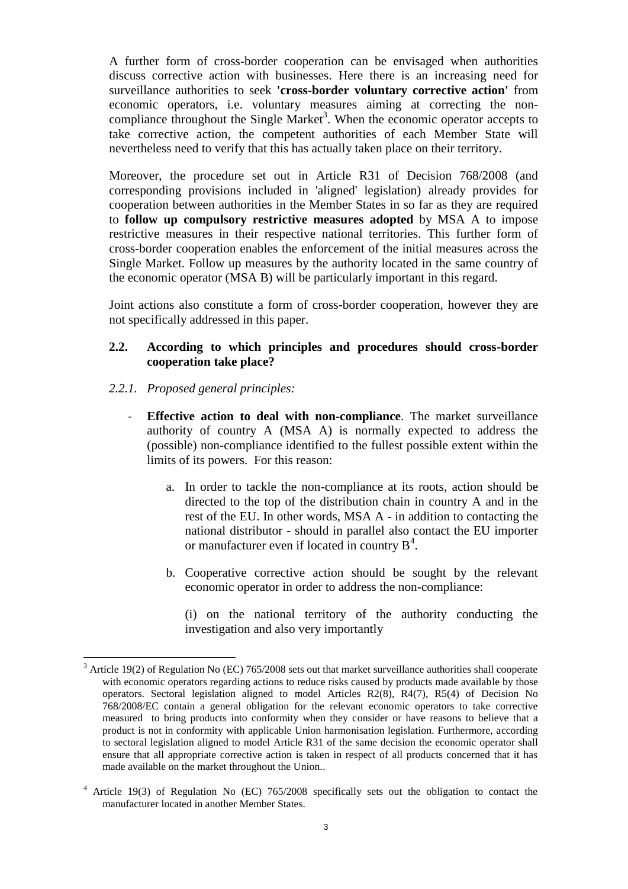A further form of cross-border cooperation can be envisaged when authorities discuss corrective action with businesses. Here there is an increasing need for surveillance authorities to seek **'cross-border voluntary corrective action'** from economic operators, i.e. voluntary measures aiming at correcting the non-compliance throughout the Single Market[3]. When the economic operator accepts to take corrective action, the competent authorities of each Member State will nevertheless need to verify that this has actually taken place on their territory.

Moreover, the procedure set out in Article R31 of Decision 768/2008 (and corresponding provisions included in 'aligned' legislation) already provides for cooperation between authorities in the Member States in so far as they are required to **follow up compulsory restrictive measures adopted** by MSA A to impose restrictive measures in their respective national territories. This further form of cross-border cooperation enables the enforcement of the initial measures across the Single Market. Follow up measures by the authority located in the same country of the economic operator (MSA B) will be particularly important in this regard.

Joint actions also constitute a form of cross-border cooperation, however they are not specifically addressed in this paper.

### 2.2. According to which principles and procedures should cross-border cooperation take place?

#### *2.2.1. Proposed general principles:*

- **Effective action to deal with non-compliance**. The market surveillance authority of country A (MSA A) is normally expected to address the (possible) non-compliance identified to the fullest possible extent within the limits of its powers. For this reason:

  a. In order to tackle the non-compliance at its roots, action should be directed to the top of the distribution chain in country A and in the rest of the EU. In other words, MSA A - in addition to contacting the national distributor - should in parallel also contact the EU importer or manufacturer even if located in country B[4].

  b. Cooperative corrective action should be sought by the relevant economic operator in order to address the non-compliance:

     (i) on the national territory of the authority conducting the investigation and also very importantly

---

[3] Article 19(2) of Regulation No (EC) 765/2008 sets out that market surveillance authorities shall cooperate with economic operators regarding actions to reduce risks caused by products made available by those operators. Sectoral legislation aligned to model Articles R2(8), R4(7), R5(4) of Decision No 768/2008/EC contain a general obligation for the relevant economic operators to take corrective measured to bring products into conformity when they consider or have reasons to believe that a product is not in conformity with applicable Union harmonisation legislation. Furthermore, according to sectoral legislation aligned to model Article R31 of the same decision the economic operator shall ensure that all appropriate corrective action is taken in respect of all products concerned that it has made available on the market throughout the Union..

[4] Article 19(3) of Regulation No (EC) 765/2008 specifically sets out the obligation to contact the manufacturer located in another Member States.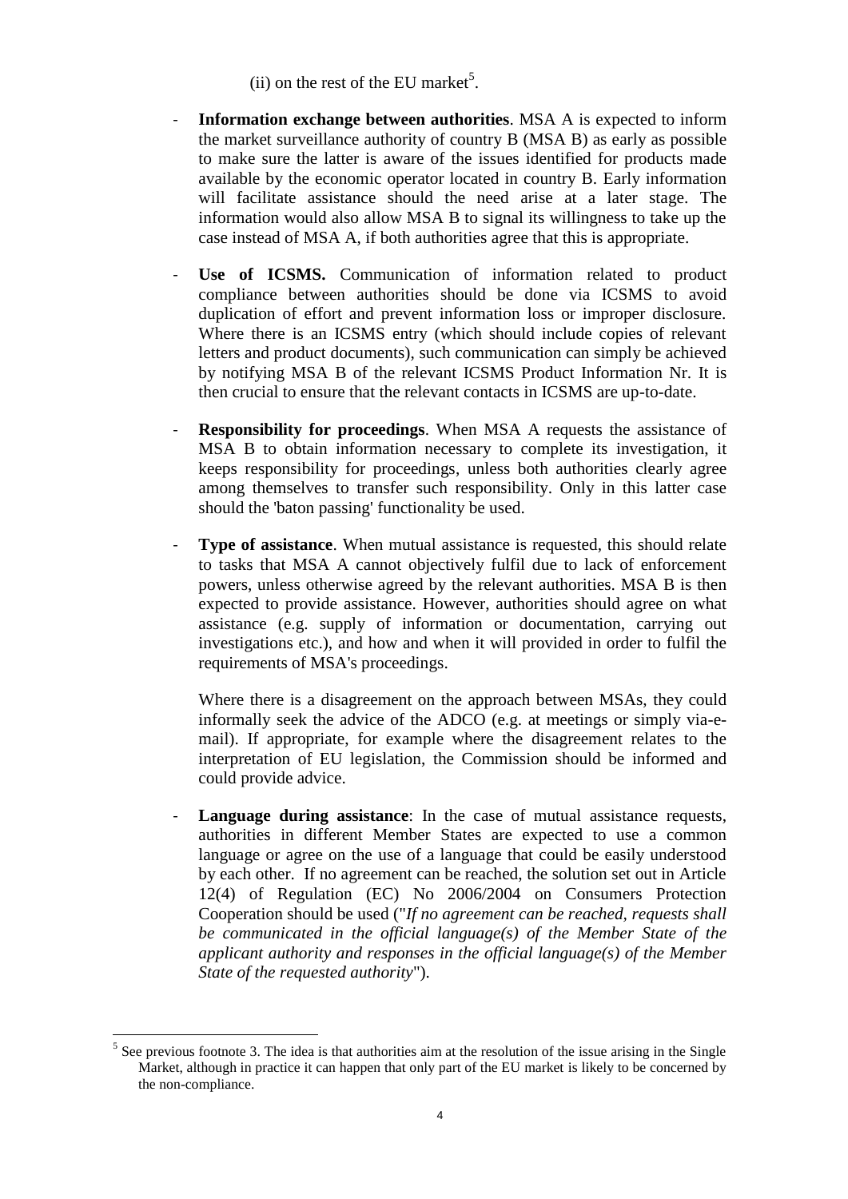(ii) on the rest of the EU market[5].

- **Information exchange between authorities**. MSA A is expected to inform the market surveillance authority of country B (MSA B) as early as possible to make sure the latter is aware of the issues identified for products made available by the economic operator located in country B. Early information will facilitate assistance should the need arise at a later stage. The information would also allow MSA B to signal its willingness to take up the case instead of MSA A, if both authorities agree that this is appropriate.

- **Use of ICSMS.** Communication of information related to product compliance between authorities should be done via ICSMS to avoid duplication of effort and prevent information loss or improper disclosure. Where there is an ICSMS entry (which should include copies of relevant letters and product documents), such communication can simply be achieved by notifying MSA B of the relevant ICSMS Product Information Nr. It is then crucial to ensure that the relevant contacts in ICSMS are up-to-date.

- **Responsibility for proceedings**. When MSA A requests the assistance of MSA B to obtain information necessary to complete its investigation, it keeps responsibility for proceedings, unless both authorities clearly agree among themselves to transfer such responsibility. Only in this latter case should the 'baton passing' functionality be used.

- **Type of assistance**. When mutual assistance is requested, this should relate to tasks that MSA A cannot objectively fulfil due to lack of enforcement powers, unless otherwise agreed by the relevant authorities. MSA B is then expected to provide assistance. However, authorities should agree on what assistance (e.g. supply of information or documentation, carrying out investigations etc.), and how and when it will provided in order to fulfil the requirements of MSA's proceedings.

  Where there is a disagreement on the approach between MSAs, they could informally seek the advice of the ADCO (e.g. at meetings or simply via-e-mail). If appropriate, for example where the disagreement relates to the interpretation of EU legislation, the Commission should be informed and could provide advice.

- **Language during assistance**: In the case of mutual assistance requests, authorities in different Member States are expected to use a common language or agree on the use of a language that could be easily understood by each other. If no agreement can be reached, the solution set out in Article 12(4) of Regulation (EC) No 2006/2004 on Consumers Protection Cooperation should be used ("*If no agreement can be reached, requests shall be communicated in the official language(s) of the Member State of the applicant authority and responses in the official language(s) of the Member State of the requested authority*").

---

[5] See previous footnote 3. The idea is that authorities aim at the resolution of the issue arising in the Single Market, although in practice it can happen that only part of the EU market is likely to be concerned by the non-compliance.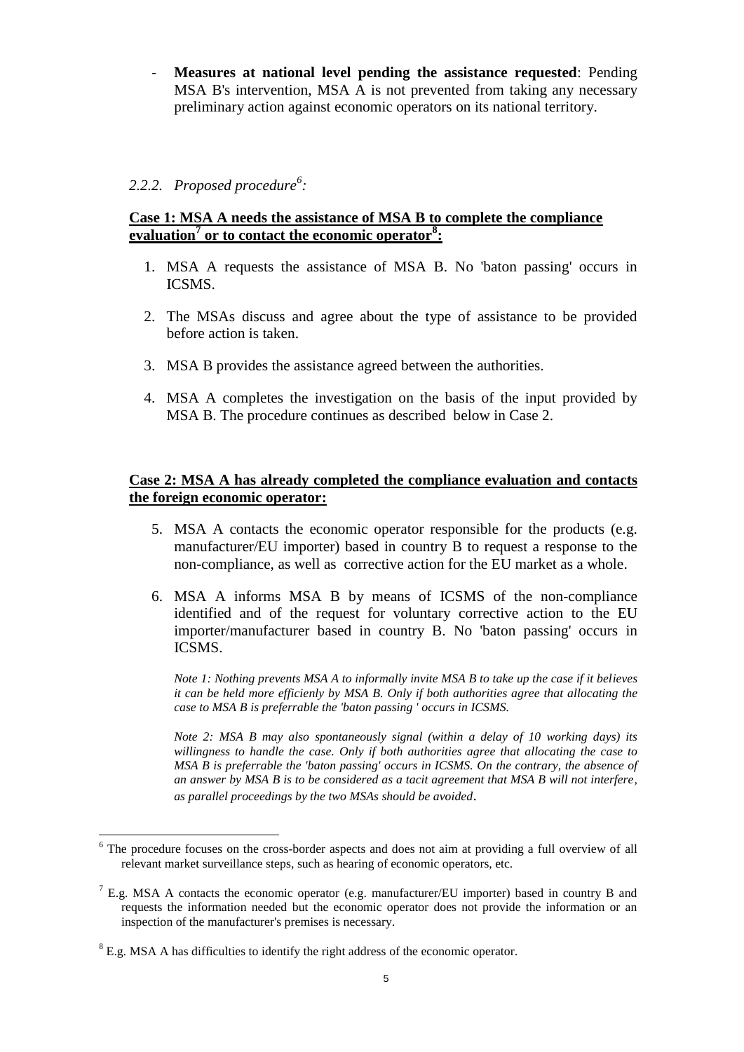- **Measures at national level pending the assistance requested**: Pending MSA B's intervention, MSA A is not prevented from taking any necessary preliminary action against economic operators on its national territory.

### *2.2.2. Proposed procedure[6]:*

**Case 1: MSA A needs the assistance of MSA B to complete the compliance evaluation[7] or to contact the economic operator[8]:**

1. MSA A requests the assistance of MSA B. No 'baton passing' occurs in ICSMS.
2. The MSAs discuss and agree about the type of assistance to be provided before action is taken.
3. MSA B provides the assistance agreed between the authorities.
4. MSA A completes the investigation on the basis of the input provided by MSA B. The procedure continues as described below in Case 2.

**Case 2: MSA A has already completed the compliance evaluation and contacts the foreign economic operator:**

5. MSA A contacts the economic operator responsible for the products (e.g. manufacturer/EU importer) based in country B to request a response to the non-compliance, as well as corrective action for the EU market as a whole.
6. MSA A informs MSA B by means of ICSMS of the non-compliance identified and of the request for voluntary corrective action to the EU importer/manufacturer based in country B. No 'baton passing' occurs in ICSMS.

   *Note 1: Nothing prevents MSA A to informally invite MSA B to take up the case if it believes it can be held more efficienly by MSA B. Only if both authorities agree that allocating the case to MSA B is preferrable the 'baton passing ' occurs in ICSMS.*

   *Note 2: MSA B may also spontaneously signal (within a delay of 10 working days) its willingness to handle the case. Only if both authorities agree that allocating the case to MSA B is preferrable the 'baton passing' occurs in ICSMS. On the contrary, the absence of an answer by MSA B is to be considered as a tacit agreement that MSA B will not interfere, as parallel proceedings by the two MSAs should be avoided.*

---

[6] The procedure focuses on the cross-border aspects and does not aim at providing a full overview of all relevant market surveillance steps, such as hearing of economic operators, etc.

[7] E.g. MSA A contacts the economic operator (e.g. manufacturer/EU importer) based in country B and requests the information needed but the economic operator does not provide the information or an inspection of the manufacturer's premises is necessary.

[8] E.g. MSA A has difficulties to identify the right address of the economic operator.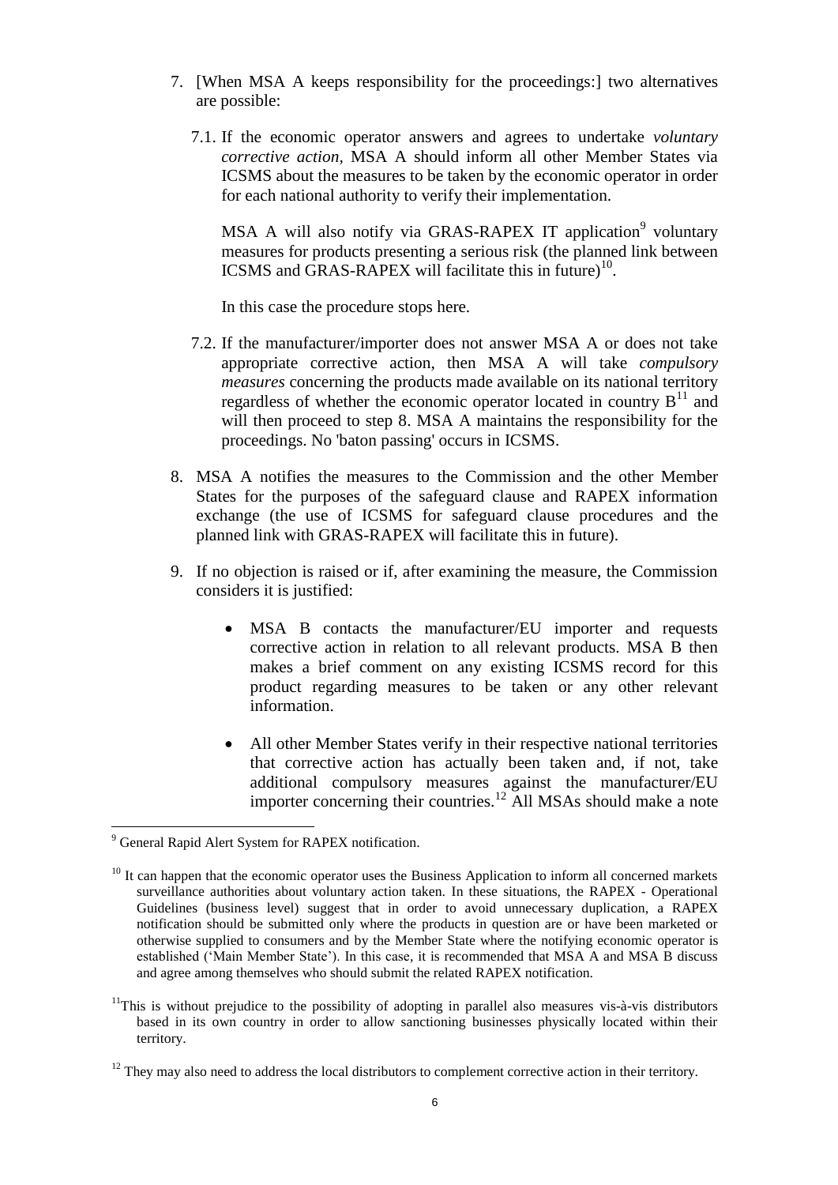7. [When MSA A keeps responsibility for the proceedings:] two alternatives are possible:

   7.1. If the economic operator answers and agrees to undertake *voluntary corrective action*, MSA A should inform all other Member States via ICSMS about the measures to be taken by the economic operator in order for each national authority to verify their implementation.

   MSA A will also notify via GRAS-RAPEX IT application[9] voluntary measures for products presenting a serious risk (the planned link between ICSMS and GRAS-RAPEX will facilitate this in future)[10].

   In this case the procedure stops here.

   7.2. If the manufacturer/importer does not answer MSA A or does not take appropriate corrective action, then MSA A will take *compulsory measures* concerning the products made available on its national territory regardless of whether the economic operator located in country B[11] and will then proceed to step 8. MSA A maintains the responsibility for the proceedings. No 'baton passing' occurs in ICSMS.

8. MSA A notifies the measures to the Commission and the other Member States for the purposes of the safeguard clause and RAPEX information exchange (the use of ICSMS for safeguard clause procedures and the planned link with GRAS-RAPEX will facilitate this in future).

9. If no objection is raised or if, after examining the measure, the Commission considers it is justified:

   - MSA B contacts the manufacturer/EU importer and requests corrective action in relation to all relevant products. MSA B then makes a brief comment on any existing ICSMS record for this product regarding measures to be taken or any other relevant information.

   - All other Member States verify in their respective national territories that corrective action has actually been taken and, if not, take additional compulsory measures against the manufacturer/EU importer concerning their countries.[12] All MSAs should make a note

---

[9] General Rapid Alert System for RAPEX notification.

[10] It can happen that the economic operator uses the Business Application to inform all concerned markets surveillance authorities about voluntary action taken. In these situations, the RAPEX - Operational Guidelines (business level) suggest that in order to avoid unnecessary duplication, a RAPEX notification should be submitted only where the products in question are or have been marketed or otherwise supplied to consumers and by the Member State where the notifying economic operator is established ('Main Member State'). In this case, it is recommended that MSA A and MSA B discuss and agree among themselves who should submit the related RAPEX notification.

[11] This is without prejudice to the possibility of adopting in parallel also measures vis-à-vis distributors based in its own country in order to allow sanctioning businesses physically located within their territory.

[12] They may also need to address the local distributors to complement corrective action in their territory.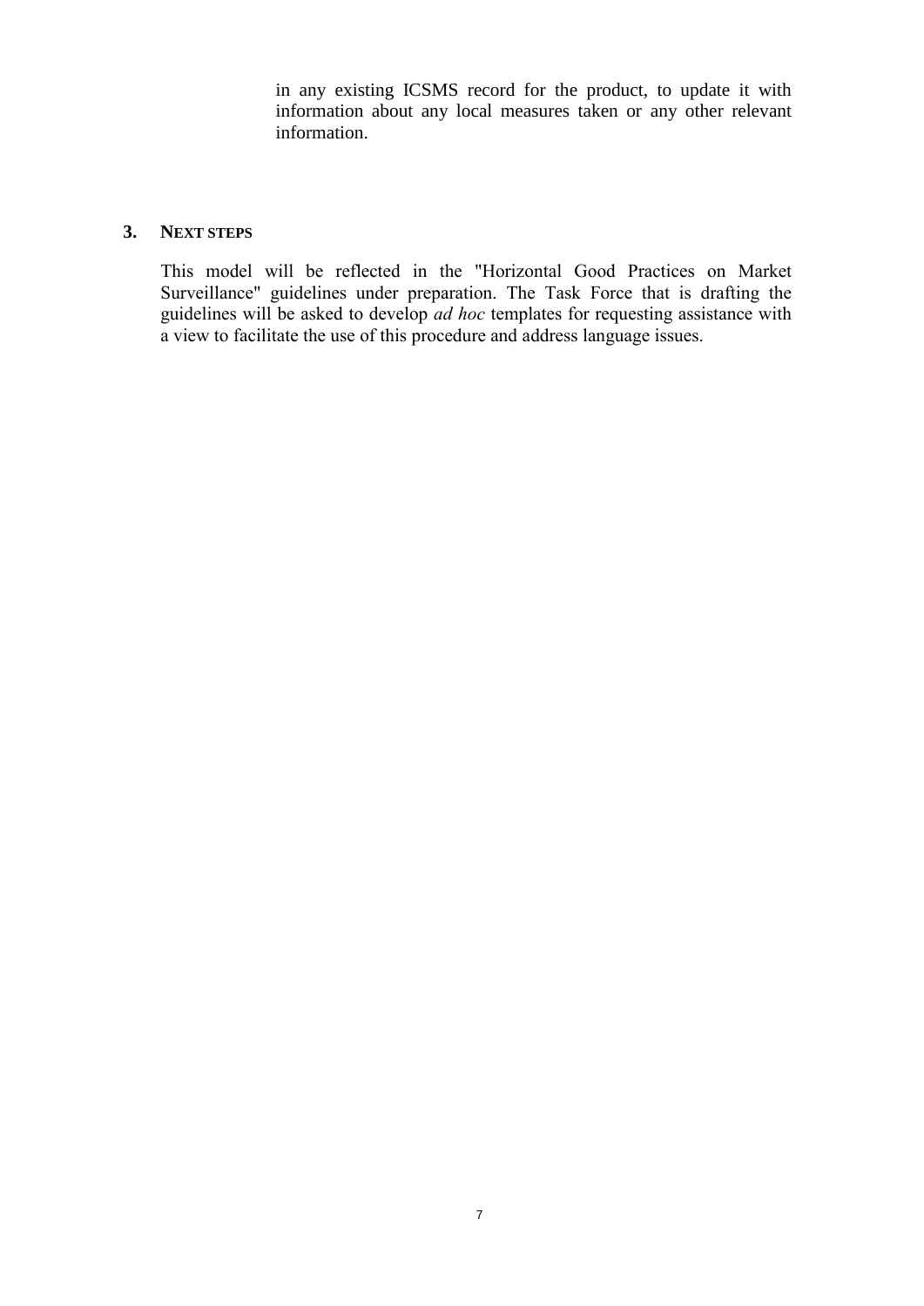in any existing ICSMS record for the product, to update it with information about any local measures taken or any other relevant information.

## 3. NEXT STEPS

This model will be reflected in the "Horizontal Good Practices on Market Surveillance" guidelines under preparation. The Task Force that is drafting the guidelines will be asked to develop *ad hoc* templates for requesting assistance with a view to facilitate the use of this procedure and address language issues.